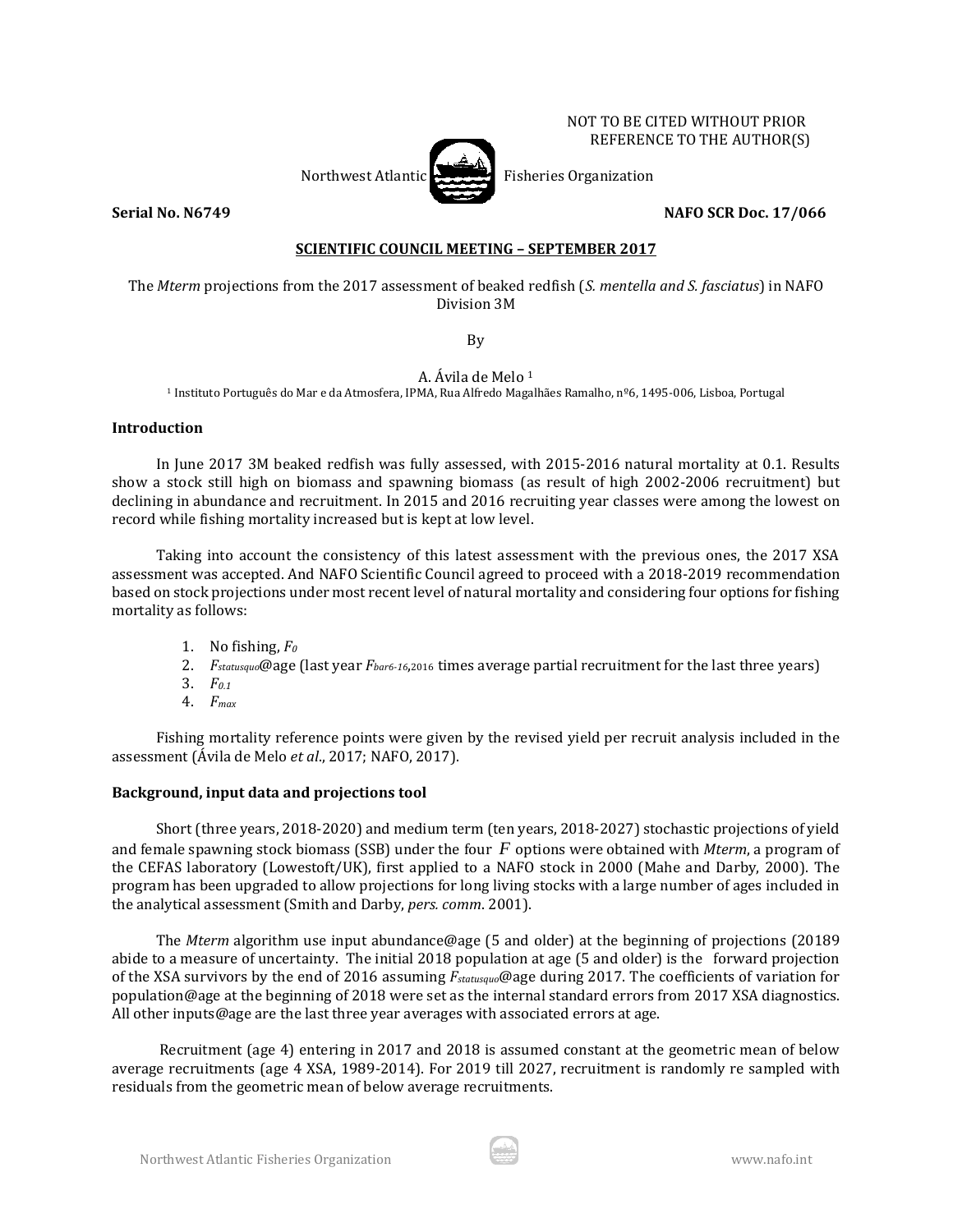NOT TO BE CITED WITHOUT PRIOR REFERENCE TO THE AUTHOR(S)

Northwest Atlantic Fisheries Organization

**Serial No. N6749** **NAFO SCR Doc. 17/066**

**SCIENTIFIC COUNCIL MEETING – SEPTEMBER 2017**

# The *Mterm* projections from the 2017 assessment of beaked redfish (*S. mentella and S. fasciatus*) in NAFO Division 3M

By

A. Ávila de Melo [1]

[1] Instituto Português do Mar e da Atmosfera, IPMA, Rua Alfredo Magalhães Ramalho, nº6, 1495-006, Lisboa, Portugal

## Introduction

In June 2017 3M beaked redfish was fully assessed, with 2015-2016 natural mortality at 0.1. Results show a stock still high on biomass and spawning biomass (as result of high 2002-2006 recruitment) but declining in abundance and recruitment. In 2015 and 2016 recruiting year classes were among the lowest on record while fishing mortality increased but is kept at low level.

Taking into account the consistency of this latest assessment with the previous ones, the 2017 XSA assessment was accepted. And NAFO Scientific Council agreed to proceed with a 2018-2019 recommendation based on stock projections under most recent level of natural mortality and considering four options for fishing mortality as follows:

1. No fishing, $F_0$
2. $F_{statusquo}$@age (last year $F_{bar6\text{-}16}$,2016 times average partial recruitment for the last three years)
3. $F_{0.1}$
4. $F_{max}$

Fishing mortality reference points were given by the revised yield per recruit analysis included in the assessment (Ávila de Melo *et al*., 2017; NAFO, 2017).

## Background, input data and projections tool

Short (three years, 2018-2020) and medium term (ten years, 2018-2027) stochastic projections of yield and female spawning stock biomass (SSB) under the four $F$ options were obtained with *Mterm*, a program of the CEFAS laboratory (Lowestoft/UK), first applied to a NAFO stock in 2000 (Mahe and Darby, 2000). The program has been upgraded to allow projections for long living stocks with a large number of ages included in the analytical assessment (Smith and Darby, *pers. comm*. 2001).

The *Mterm* algorithm use input abundance@age (5 and older) at the beginning of projections (20189 abide to a measure of uncertainty. The initial 2018 population at age (5 and older) is the forward projection of the XSA survivors by the end of 2016 assuming $F_{statusquo}$@age during 2017. The coefficients of variation for population@age at the beginning of 2018 were set as the internal standard errors from 2017 XSA diagnostics. All other inputs@age are the last three year averages with associated errors at age.

Recruitment (age 4) entering in 2017 and 2018 is assumed constant at the geometric mean of below average recruitments (age 4 XSA, 1989-2014). For 2019 till 2027, recruitment is randomly re sampled with residuals from the geometric mean of below average recruitments.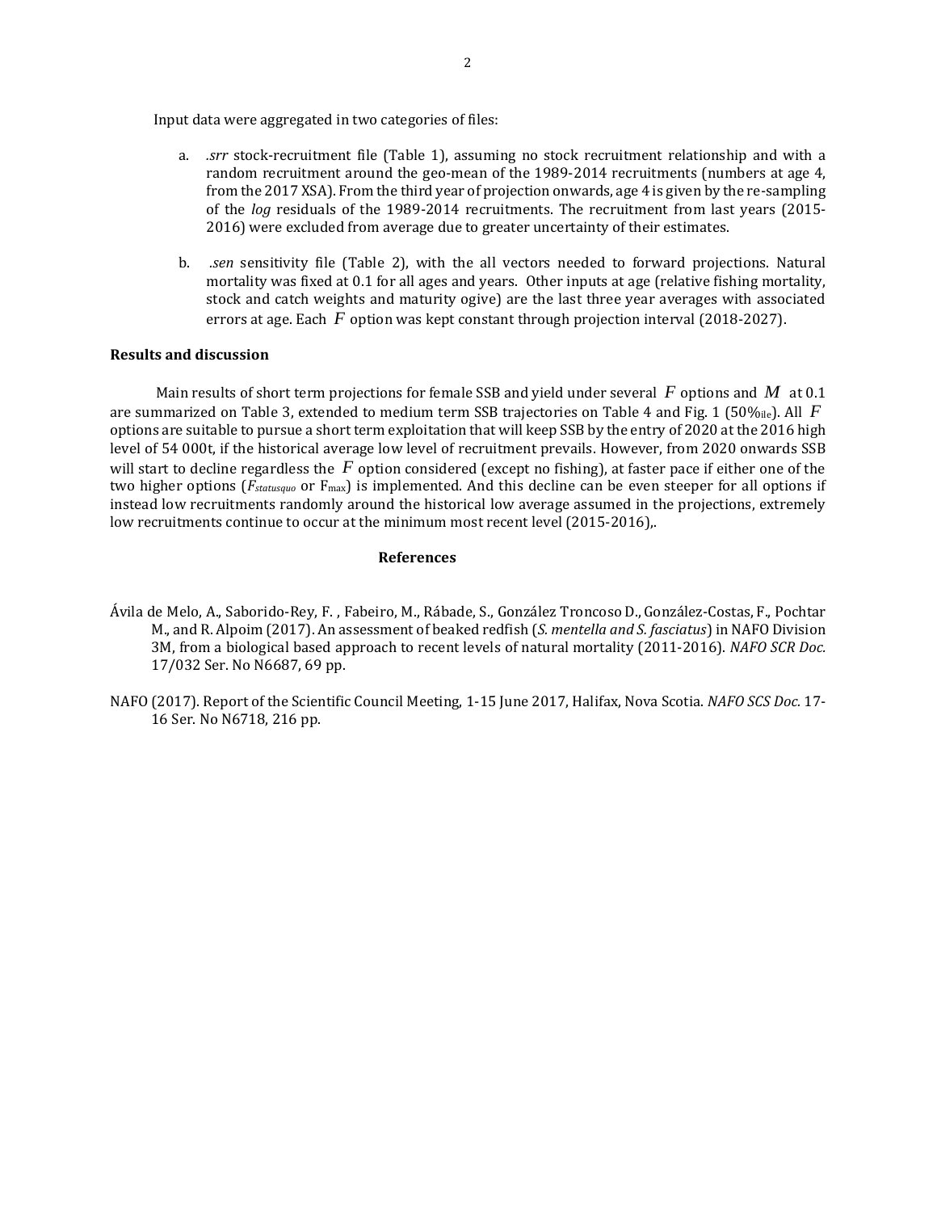Input data were aggregated in two categories of files:

a. *.srr* stock-recruitment file (Table 1), assuming no stock recruitment relationship and with a random recruitment around the geo-mean of the 1989-2014 recruitments (numbers at age 4, from the 2017 XSA). From the third year of projection onwards, age 4 is given by the re-sampling of the *log* residuals of the 1989-2014 recruitments. The recruitment from last years (2015-2016) were excluded from average due to greater uncertainty of their estimates.

b. *.sen* sensitivity file (Table 2), with the all vectors needed to forward projections. Natural mortality was fixed at 0.1 for all ages and years. Other inputs at age (relative fishing mortality, stock and catch weights and maturity ogive) are the last three year averages with associated errors at age. Each $F$ option was kept constant through projection interval (2018-2027).

### Results and discussion

Main results of short term projections for female SSB and yield under several $F$ options and $M$ at 0.1 are summarized on Table 3, extended to medium term SSB trajectories on Table 4 and Fig. 1 (50%$_{ile}$). All $F$ options are suitable to pursue a short term exploitation that will keep SSB by the entry of 2020 at the 2016 high level of 54 000t, if the historical average low level of recruitment prevails. However, from 2020 onwards SSB will start to decline regardless the $F$ option considered (except no fishing), at faster pace if either one of the two higher options ($F_{statusquo}$ or $F_{max}$) is implemented. And this decline can be even steeper for all options if instead low recruitments randomly around the historical low average assumed in the projections, extremely low recruitments continue to occur at the minimum most recent level (2015-2016),.

### References

Ávila de Melo, A., Saborido-Rey, F. , Fabeiro, M., Rábade, S., González Troncoso D., González-Costas, F., Pochtar M., and R. Alpoim (2017). An assessment of beaked redfish (*S. mentella and S. fasciatus*) in NAFO Division 3M, from a biological based approach to recent levels of natural mortality (2011-2016). *NAFO SCR Doc.* 17/032 Ser. No N6687, 69 pp.

NAFO (2017). Report of the Scientific Council Meeting, 1-15 June 2017, Halifax, Nova Scotia. *NAFO SCS Doc.* 17-16 Ser. No N6718, 216 pp.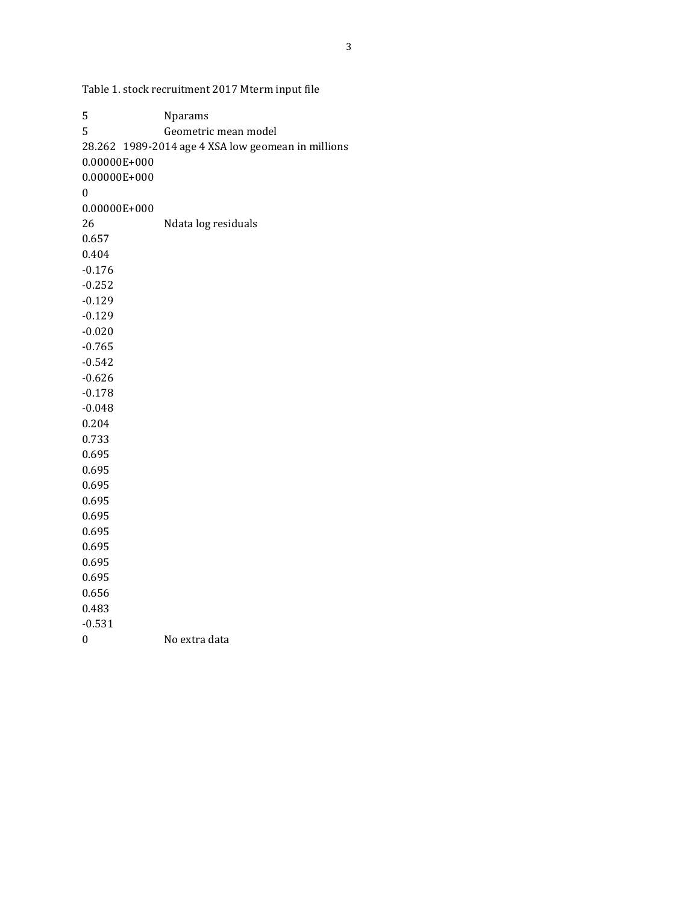Table 1. stock recruitment 2017 Mterm input file

```
5               Nparams
5               Geometric mean model
28.262   1989-2014 age 4 XSA low geomean in millions
0.00000E+000
0.00000E+000
0
0.00000E+000
26              Ndata log residuals
0.657
0.404
-0.176
-0.252
-0.129
-0.129
-0.020
-0.765
-0.542
-0.626
-0.178
-0.048
0.204
0.733
0.695
0.695
0.695
0.695
0.695
0.695
0.695
0.695
0.695
0.656
0.483
-0.531
0               No extra data
```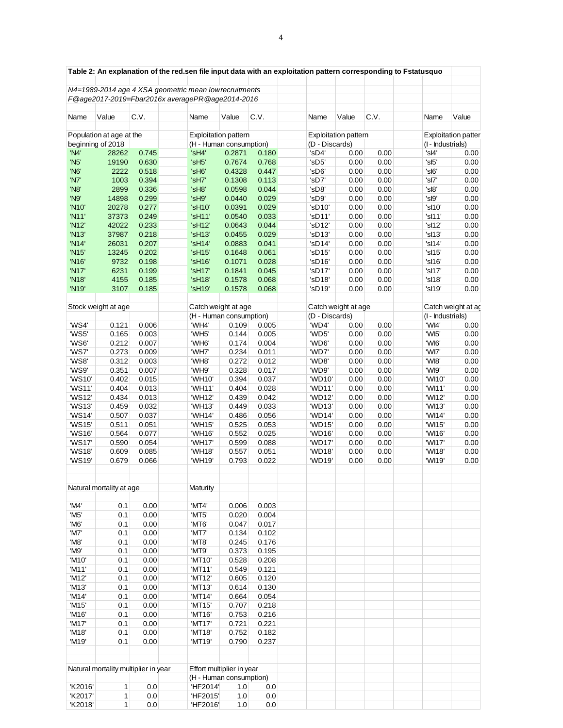**Table 2: An explanation of the red.sen file input data with an exploitation pattern corresponding to Fstatusquo**

*N4=1989-2014 age 4 XSA geometric mean lowrecruitments*

*F@age2017-2019=Fbar2016x averagePR@age2014-2016*

| Name | Value | C.V. | | Name | Value | C.V. | | Name | Value | C.V. | | Name | Value |
|---|---|---|---|---|---|---|---|---|---|---|---|---|---|
| Population at age at the beginning of 2018 | | | | Exploitation pattern (H - Human consumption) | | | | Exploitation pattern (D - Discards) | | | | Exploitation patter (I - Industrials) | |
| 'N4' | 28262 | 0.745 | | 'sH4' | 0.2871 | 0.180 | | 'sD4' | 0.00 | 0.00 | | 'sI4' | 0.00 |
| 'N5' | 19190 | 0.630 | | 'sH5' | 0.7674 | 0.768 | | 'sD5' | 0.00 | 0.00 | | 'sI5' | 0.00 |
| 'N6' | 2222 | 0.518 | | 'sH6' | 0.4328 | 0.447 | | 'sD6' | 0.00 | 0.00 | | 'sI6' | 0.00 |
| 'N7' | 1003 | 0.394 | | 'sH7' | 0.1308 | 0.113 | | 'sD7' | 0.00 | 0.00 | | 'sI7' | 0.00 |
| 'N8' | 2899 | 0.336 | | 'sH8' | 0.0598 | 0.044 | | 'sD8' | 0.00 | 0.00 | | 'sI8' | 0.00 |
| 'N9' | 14898 | 0.299 | | 'sH9' | 0.0440 | 0.029 | | 'sD9' | 0.00 | 0.00 | | 'sI9' | 0.00 |
| 'N10' | 20278 | 0.277 | | 'sH10' | 0.0391 | 0.029 | | 'sD10' | 0.00 | 0.00 | | 'sI10' | 0.00 |
| 'N11' | 37373 | 0.249 | | 'sH11' | 0.0540 | 0.033 | | 'sD11' | 0.00 | 0.00 | | 'sI11' | 0.00 |
| 'N12' | 42022 | 0.233 | | 'sH12' | 0.0643 | 0.044 | | 'sD12' | 0.00 | 0.00 | | 'sI12' | 0.00 |
| 'N13' | 37987 | 0.218 | | 'sH13' | 0.0455 | 0.029 | | 'sD13' | 0.00 | 0.00 | | 'sI13' | 0.00 |
| 'N14' | 26031 | 0.207 | | 'sH14' | 0.0883 | 0.041 | | 'sD14' | 0.00 | 0.00 | | 'sI14' | 0.00 |
| 'N15' | 13245 | 0.202 | | 'sH15' | 0.1648 | 0.061 | | 'sD15' | 0.00 | 0.00 | | 'sI15' | 0.00 |
| 'N16' | 9732 | 0.198 | | 'sH16' | 0.1071 | 0.028 | | 'sD16' | 0.00 | 0.00 | | 'sI16' | 0.00 |
| 'N17' | 6231 | 0.199 | | 'sH17' | 0.1841 | 0.045 | | 'sD17' | 0.00 | 0.00 | | 'sI17' | 0.00 |
| 'N18' | 4155 | 0.185 | | 'sH18' | 0.1578 | 0.068 | | 'sD18' | 0.00 | 0.00 | | 'sI18' | 0.00 |
| 'N19' | 3107 | 0.185 | | 'sH19' | 0.1578 | 0.068 | | 'sD19' | 0.00 | 0.00 | | 'sI19' | 0.00 |
| Stock weight at age | | | | Catch weight at age (H - Human consumption) | | | | Catch weight at age (D - Discards) | | | | Catch weight at ag (I - Industrials) | |
| 'WS4' | 0.121 | 0.006 | | 'WH4' | 0.109 | 0.005 | | 'WD4' | 0.00 | 0.00 | | 'WI4' | 0.00 |
| 'WS5' | 0.165 | 0.003 | | 'WH5' | 0.144 | 0.005 | | 'WD5' | 0.00 | 0.00 | | 'WI5' | 0.00 |
| 'WS6' | 0.212 | 0.007 | | 'WH6' | 0.174 | 0.004 | | 'WD6' | 0.00 | 0.00 | | 'WI6' | 0.00 |
| 'WS7' | 0.273 | 0.009 | | 'WH7' | 0.234 | 0.011 | | 'WD7' | 0.00 | 0.00 | | 'WI7' | 0.00 |
| 'WS8' | 0.312 | 0.003 | | 'WH8' | 0.272 | 0.012 | | 'WD8' | 0.00 | 0.00 | | 'WI8' | 0.00 |
| 'WS9' | 0.351 | 0.007 | | 'WH9' | 0.328 | 0.017 | | 'WD9' | 0.00 | 0.00 | | 'WI9' | 0.00 |
| 'WS10' | 0.402 | 0.015 | | 'WH10' | 0.394 | 0.037 | | 'WD10' | 0.00 | 0.00 | | 'WI10' | 0.00 |
| 'WS11' | 0.404 | 0.013 | | 'WH11' | 0.404 | 0.028 | | 'WD11' | 0.00 | 0.00 | | 'WI11' | 0.00 |
| 'WS12' | 0.434 | 0.013 | | 'WH12' | 0.439 | 0.042 | | 'WD12' | 0.00 | 0.00 | | 'WI12' | 0.00 |
| 'WS13' | 0.459 | 0.032 | | 'WH13' | 0.449 | 0.033 | | 'WD13' | 0.00 | 0.00 | | 'WI13' | 0.00 |
| 'WS14' | 0.507 | 0.037 | | 'WH14' | 0.486 | 0.056 | | 'WD14' | 0.00 | 0.00 | | 'WI14' | 0.00 |
| 'WS15' | 0.511 | 0.051 | | 'WH15' | 0.525 | 0.053 | | 'WD15' | 0.00 | 0.00 | | 'WI15' | 0.00 |
| 'WS16' | 0.564 | 0.077 | | 'WH16' | 0.552 | 0.025 | | 'WD16' | 0.00 | 0.00 | | 'WI16' | 0.00 |
| 'WS17' | 0.590 | 0.054 | | 'WH17' | 0.599 | 0.088 | | 'WD17' | 0.00 | 0.00 | | 'WI17' | 0.00 |
| 'WS18' | 0.609 | 0.085 | | 'WH18' | 0.557 | 0.051 | | 'WD18' | 0.00 | 0.00 | | 'WI18' | 0.00 |
| 'WS19' | 0.679 | 0.066 | | 'WH19' | 0.793 | 0.022 | | 'WD19' | 0.00 | 0.00 | | 'WI19' | 0.00 |
| Natural mortality at age | | | | Maturity | | | | | | | | | |
| 'M4' | 0.1 | 0.00 | | 'MT4' | 0.006 | 0.003 | | | | | | | |
| 'M5' | 0.1 | 0.00 | | 'MT5' | 0.020 | 0.004 | | | | | | | |
| 'M6' | 0.1 | 0.00 | | 'MT6' | 0.047 | 0.017 | | | | | | | |
| 'M7' | 0.1 | 0.00 | | 'MT7' | 0.134 | 0.102 | | | | | | | |
| 'M8' | 0.1 | 0.00 | | 'MT8' | 0.245 | 0.176 | | | | | | | |
| 'M9' | 0.1 | 0.00 | | 'MT9' | 0.373 | 0.195 | | | | | | | |
| 'M10' | 0.1 | 0.00 | | 'MT10' | 0.528 | 0.208 | | | | | | | |
| 'M11' | 0.1 | 0.00 | | 'MT11' | 0.549 | 0.121 | | | | | | | |
| 'M12' | 0.1 | 0.00 | | 'MT12' | 0.605 | 0.120 | | | | | | | |
| 'M13' | 0.1 | 0.00 | | 'MT13' | 0.614 | 0.130 | | | | | | | |
| 'M14' | 0.1 | 0.00 | | 'MT14' | 0.664 | 0.054 | | | | | | | |
| 'M15' | 0.1 | 0.00 | | 'MT15' | 0.707 | 0.218 | | | | | | | |
| 'M16' | 0.1 | 0.00 | | 'MT16' | 0.753 | 0.216 | | | | | | | |
| 'M17' | 0.1 | 0.00 | | 'MT17' | 0.721 | 0.221 | | | | | | | |
| 'M18' | 0.1 | 0.00 | | 'MT18' | 0.752 | 0.182 | | | | | | | |
| 'M19' | 0.1 | 0.00 | | 'MT19' | 0.790 | 0.237 | | | | | | | |
| Natural mortality multiplier in year | | | | Effort multiplier in year (H - Human consumption) | | | | | | | | | |
| 'K2016' | 1 | 0.0 | | 'HF2014' | 1.0 | 0.0 | | | | | | | |
| 'K2017' | 1 | 0.0 | | 'HF2015' | 1.0 | 0.0 | | | | | | | |
| 'K2018' | 1 | 0.0 | | 'HF2016' | 1.0 | 0.0 | | | | | | | |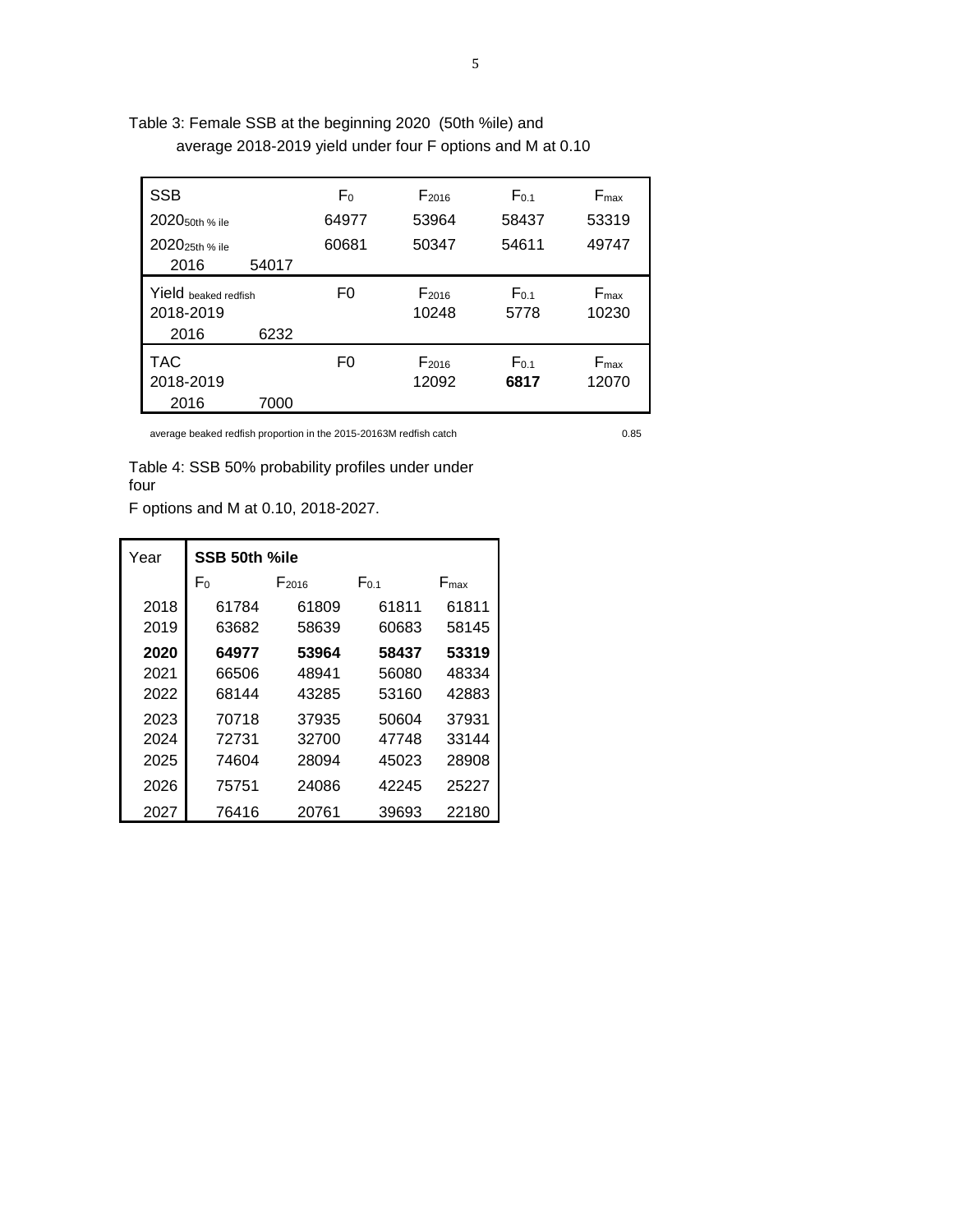Table 3: Female SSB at the beginning 2020 (50th %ile) and average 2018-2019 yield under four F options and M at 0.10

| SSB | | $F_0$ | $F_{2016}$ | $F_{0.1}$ | $F_{max}$ |
|---|---|---|---|---|---|
| $2020_{50th\ \%\ ile}$ | | 64977 | 53964 | 58437 | 53319 |
| $2020_{25th\ \%\ ile}$ | | 60681 | 50347 | 54611 | 49747 |
| 2016 | 54017 | | | | |
| Yield $_{beaked\ redfish}$ | | F0 | $F_{2016}$ | $F_{0.1}$ | $F_{max}$ |
| 2018-2019 | | | 10248 | 5778 | 10230 |
| 2016 | 6232 | | | | |
| TAC | | F0 | $F_{2016}$ | $F_{0.1}$ | $F_{max}$ |
| 2018-2019 | | | 12092 | **6817** | 12070 |
| 2016 | 7000 | | | | |

average beaked redfish proportion in the 2015-20163M redfish catch 0.85

Table 4: SSB 50% probability profiles under under four

F options and M at 0.10, 2018-2027.

| Year | SSB 50th %ile | | | |
|---|---|---|---|---|
| | $F_0$ | $F_{2016}$ | $F_{0.1}$ | $F_{max}$ |
| 2018 | 61784 | 61809 | 61811 | 61811 |
| 2019 | 63682 | 58639 | 60683 | 58145 |
| **2020** | **64977** | **53964** | **58437** | **53319** |
| 2021 | 66506 | 48941 | 56080 | 48334 |
| 2022 | 68144 | 43285 | 53160 | 42883 |
| 2023 | 70718 | 37935 | 50604 | 37931 |
| 2024 | 72731 | 32700 | 47748 | 33144 |
| 2025 | 74604 | 28094 | 45023 | 28908 |
| 2026 | 75751 | 24086 | 42245 | 25227 |
| 2027 | 76416 | 20761 | 39693 | 22180 |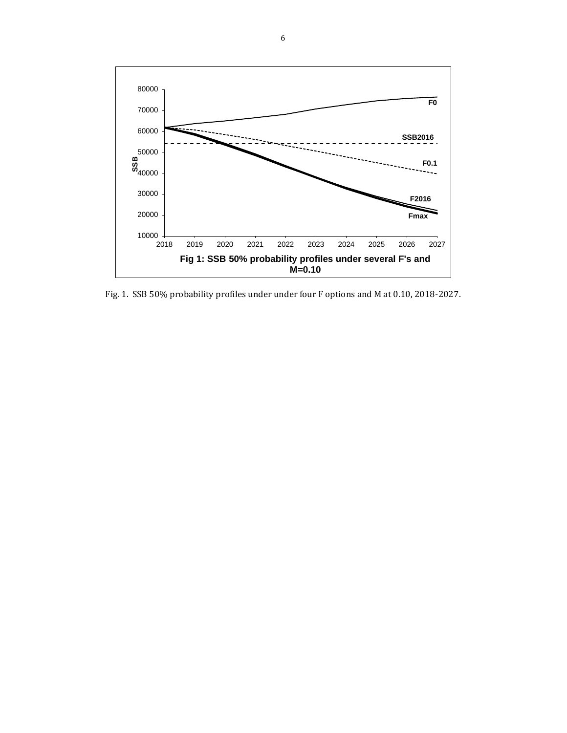80000
70000
60000
50000
40000
30000
20000
10000

SSB

2018 2019 2020 2021 2022 2023 2024 2025 2026 2027

F0

SSB2016

F0.1

F2016

Fmax

**Fig 1: SSB 50% probability profiles under several F's and M=0.10**

Fig. 1. SSB 50% probability profiles under under four F options and M at 0.10, 2018-2027.